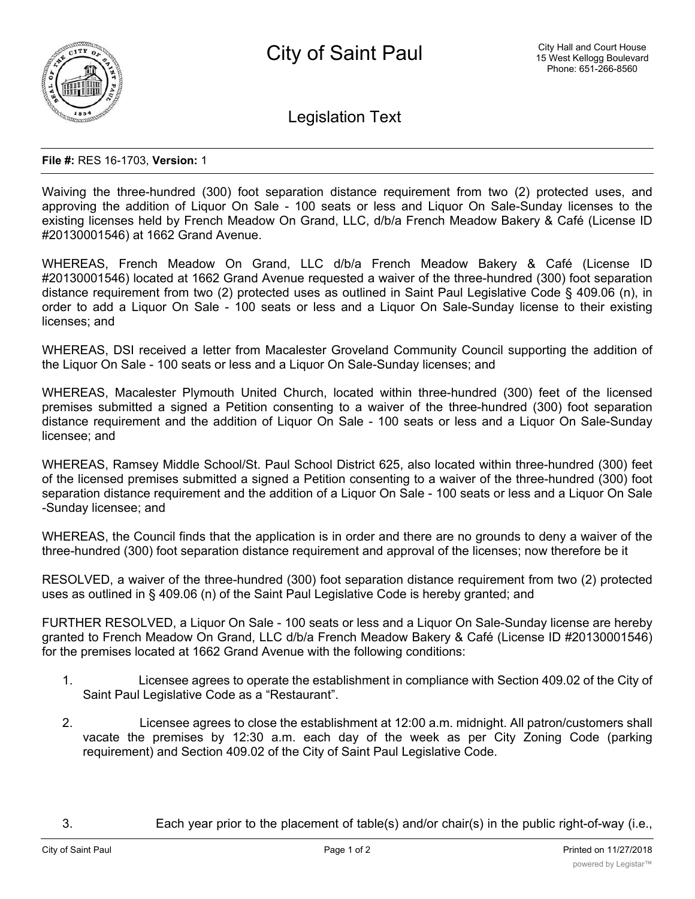# City of Saint Paul

City Hall and Court House
15 West Kellogg Boulevard
Phone: 651-266-8560

## Legislation Text

**File #:** RES 16-1703, **Version:** 1

Waiving the three-hundred (300) foot separation distance requirement from two (2) protected uses, and approving the addition of Liquor On Sale - 100 seats or less and Liquor On Sale-Sunday licenses to the existing licenses held by French Meadow On Grand, LLC, d/b/a French Meadow Bakery & Café (License ID #20130001546) at 1662 Grand Avenue.

WHEREAS, French Meadow On Grand, LLC d/b/a French Meadow Bakery & Café (License ID #20130001546) located at 1662 Grand Avenue requested a waiver of the three-hundred (300) foot separation distance requirement from two (2) protected uses as outlined in Saint Paul Legislative Code § 409.06 (n), in order to add a Liquor On Sale - 100 seats or less and a Liquor On Sale-Sunday license to their existing licenses; and

WHEREAS, DSI received a letter from Macalester Groveland Community Council supporting the addition of the Liquor On Sale - 100 seats or less and a Liquor On Sale-Sunday licenses; and

WHEREAS, Macalester Plymouth United Church, located within three-hundred (300) feet of the licensed premises submitted a signed a Petition consenting to a waiver of the three-hundred (300) foot separation distance requirement and the addition of Liquor On Sale - 100 seats or less and a Liquor On Sale-Sunday licensee; and

WHEREAS, Ramsey Middle School/St. Paul School District 625, also located within three-hundred (300) feet of the licensed premises submitted a signed a Petition consenting to a waiver of the three-hundred (300) foot separation distance requirement and the addition of a Liquor On Sale - 100 seats or less and a Liquor On Sale -Sunday licensee; and

WHEREAS, the Council finds that the application is in order and there are no grounds to deny a waiver of the three-hundred (300) foot separation distance requirement and approval of the licenses; now therefore be it

RESOLVED, a waiver of the three-hundred (300) foot separation distance requirement from two (2) protected uses as outlined in § 409.06 (n) of the Saint Paul Legislative Code is hereby granted; and

FURTHER RESOLVED, a Liquor On Sale - 100 seats or less and a Liquor On Sale-Sunday license are hereby granted to French Meadow On Grand, LLC d/b/a French Meadow Bakery & Café (License ID #20130001546) for the premises located at 1662 Grand Avenue with the following conditions:

1. Licensee agrees to operate the establishment in compliance with Section 409.02 of the City of Saint Paul Legislative Code as a "Restaurant".

2. Licensee agrees to close the establishment at 12:00 a.m. midnight. All patron/customers shall vacate the premises by 12:30 a.m. each day of the week as per City Zoning Code (parking requirement) and Section 409.02 of the City of Saint Paul Legislative Code.

3. Each year prior to the placement of table(s) and/or chair(s) in the public right-of-way (i.e.,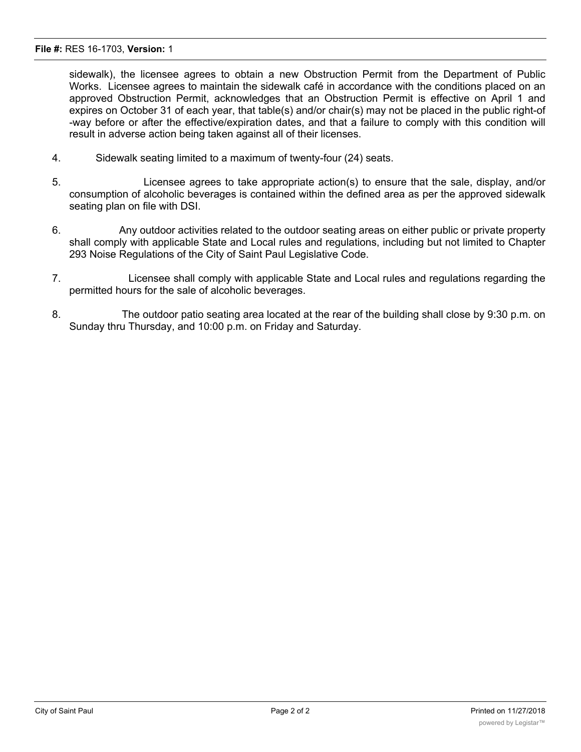sidewalk), the licensee agrees to obtain a new Obstruction Permit from the Department of Public Works. Licensee agrees to maintain the sidewalk café in accordance with the conditions placed on an approved Obstruction Permit, acknowledges that an Obstruction Permit is effective on April 1 and expires on October 31 of each year, that table(s) and/or chair(s) may not be placed in the public right-of-way before or after the effective/expiration dates, and that a failure to comply with this condition will result in adverse action being taken against all of their licenses.

4. Sidewalk seating limited to a maximum of twenty-four (24) seats.

5. Licensee agrees to take appropriate action(s) to ensure that the sale, display, and/or consumption of alcoholic beverages is contained within the defined area as per the approved sidewalk seating plan on file with DSI.

6. Any outdoor activities related to the outdoor seating areas on either public or private property shall comply with applicable State and Local rules and regulations, including but not limited to Chapter 293 Noise Regulations of the City of Saint Paul Legislative Code.

7. Licensee shall comply with applicable State and Local rules and regulations regarding the permitted hours for the sale of alcoholic beverages.

8. The outdoor patio seating area located at the rear of the building shall close by 9:30 p.m. on Sunday thru Thursday, and 10:00 p.m. on Friday and Saturday.